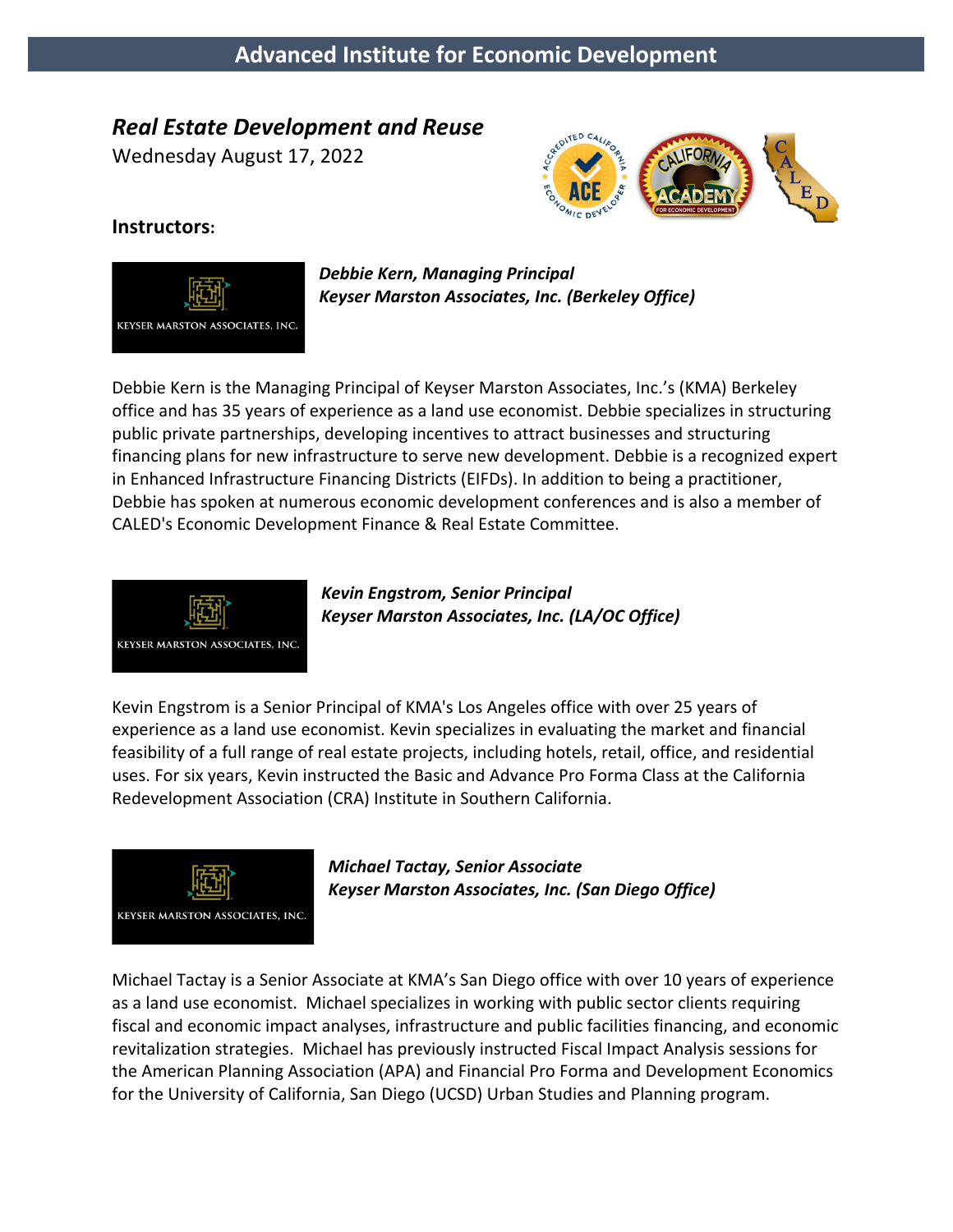# Advanced Institute for Economic Development

## *Real Estate Development and Reuse*

Wednesday August 17, 2022

### Instructors:

***Debbie Kern, Managing Principal***
***Keyser Marston Associates, Inc. (Berkeley Office)***

Debbie Kern is the Managing Principal of Keyser Marston Associates, Inc.'s (KMA) Berkeley office and has 35 years of experience as a land use economist. Debbie specializes in structuring public private partnerships, developing incentives to attract businesses and structuring financing plans for new infrastructure to serve new development. Debbie is a recognized expert in Enhanced Infrastructure Financing Districts (EIFDs). In addition to being a practitioner, Debbie has spoken at numerous economic development conferences and is also a member of CALED's Economic Development Finance & Real Estate Committee.

***Kevin Engstrom, Senior Principal***
***Keyser Marston Associates, Inc. (LA/OC Office)***

Kevin Engstrom is a Senior Principal of KMA's Los Angeles office with over 25 years of experience as a land use economist. Kevin specializes in evaluating the market and financial feasibility of a full range of real estate projects, including hotels, retail, office, and residential uses. For six years, Kevin instructed the Basic and Advance Pro Forma Class at the California Redevelopment Association (CRA) Institute in Southern California.

***Michael Tactay, Senior Associate***
***Keyser Marston Associates, Inc. (San Diego Office)***

Michael Tactay is a Senior Associate at KMA's San Diego office with over 10 years of experience as a land use economist. Michael specializes in working with public sector clients requiring fiscal and economic impact analyses, infrastructure and public facilities financing, and economic revitalization strategies. Michael has previously instructed Fiscal Impact Analysis sessions for the American Planning Association (APA) and Financial Pro Forma and Development Economics for the University of California, San Diego (UCSD) Urban Studies and Planning program.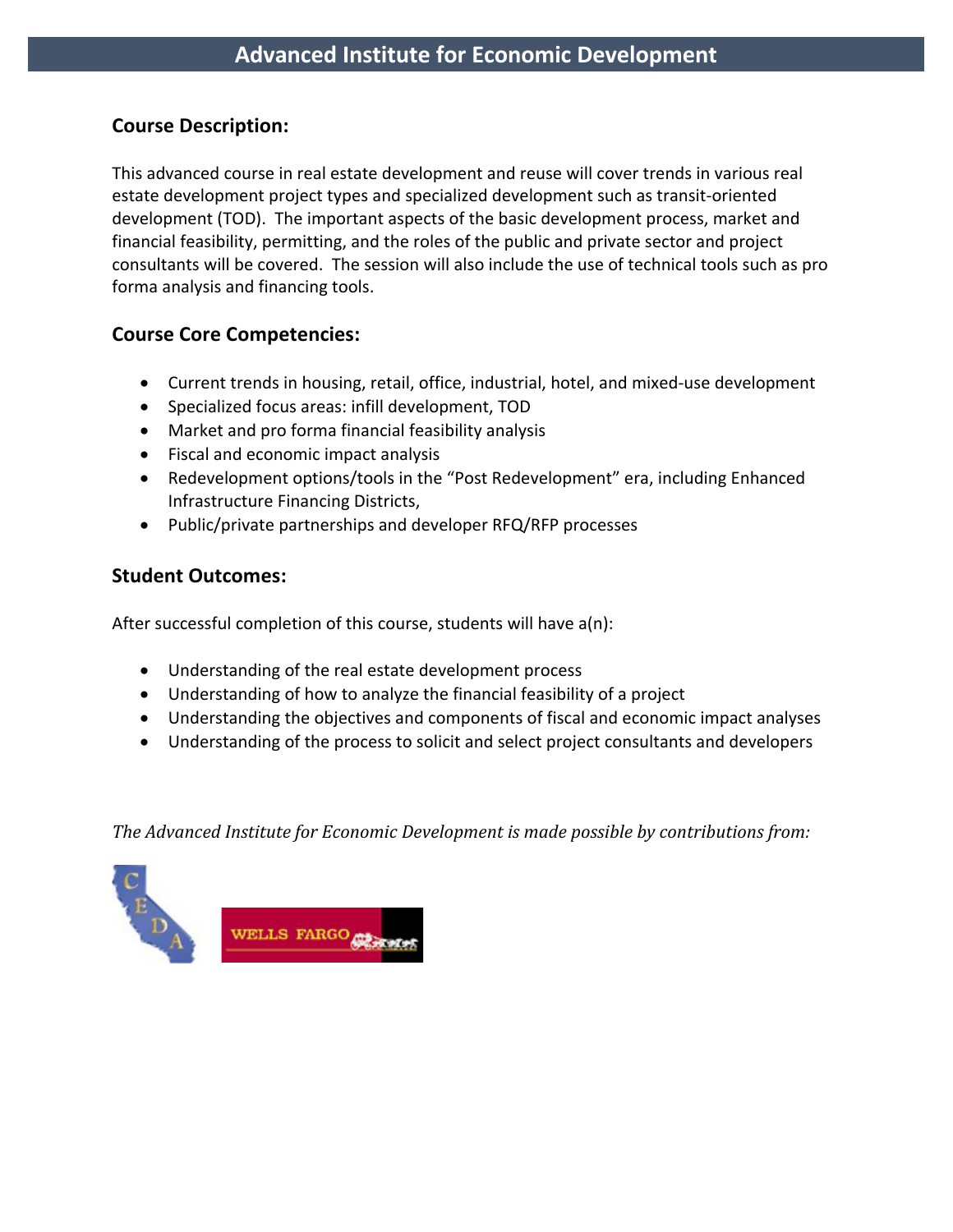# Advanced Institute for Economic Development

## Course Description:

This advanced course in real estate development and reuse will cover trends in various real estate development project types and specialized development such as transit-oriented development (TOD). The important aspects of the basic development process, market and financial feasibility, permitting, and the roles of the public and private sector and project consultants will be covered. The session will also include the use of technical tools such as pro forma analysis and financing tools.

## Course Core Competencies:

- Current trends in housing, retail, office, industrial, hotel, and mixed-use development
- Specialized focus areas: infill development, TOD
- Market and pro forma financial feasibility analysis
- Fiscal and economic impact analysis
- Redevelopment options/tools in the "Post Redevelopment" era, including Enhanced Infrastructure Financing Districts,
- Public/private partnerships and developer RFQ/RFP processes

## Student Outcomes:

After successful completion of this course, students will have a(n):

- Understanding of the real estate development process
- Understanding of how to analyze the financial feasibility of a project
- Understanding the objectives and components of fiscal and economic impact analyses
- Understanding of the process to solicit and select project consultants and developers

*The Advanced Institute for Economic Development is made possible by contributions from:*

CEDA

WELLS FARGO